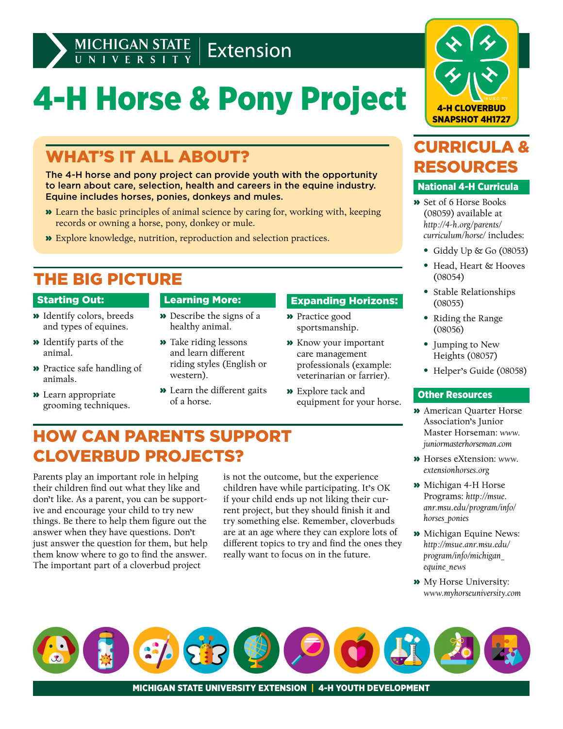Michigan State University Extension

# 4-H Horse & Pony Project

4-H CLOVERBUD SNAPSHOT 4H1727

## WHAT'S IT ALL ABOUT?

**The 4-H horse and pony project can provide youth with the opportunity to learn about care, selection, health and careers in the equine industry. Equine includes horses, ponies, donkeys and mules.**

- Learn the basic principles of animal science by caring for, working with, keeping records or owning a horse, pony, donkey or mule.
- Explore knowledge, nutrition, reproduction and selection practices.

## THE BIG PICTURE

### Starting Out:

- Identify colors, breeds and types of equines.
- Identify parts of the animal.
- Practice safe handling of animals.
- Learn appropriate grooming techniques.

### Learning More:

- Describe the signs of a healthy animal.
- Take riding lessons and learn different riding styles (English or western).
- Learn the different gaits of a horse.

### Expanding Horizons:

- Practice good sportsmanship.
- Know your important care management professionals (example: veterinarian or farrier).
- Explore tack and equipment for your horse.

## HOW CAN PARENTS SUPPORT CLOVERBUD PROJECTS?

Parents play an important role in helping their children find out what they like and don't like. As a parent, you can be supportive and encourage your child to try new things. Be there to help them figure out the answer when they have questions. Don't just answer the question for them, but help them know where to go to find the answer. The important part of a cloverbud project is not the outcome, but the experience children have while participating. It's OK if your child ends up not liking their current project, but they should finish it and try something else. Remember, cloverbuds are at an age where they can explore lots of different topics to try and find the ones they really want to focus on in the future.

## CURRICULA & RESOURCES

### National 4-H Curricula

- Set of 6 Horse Books (08059) available at *http://4-h.org/parents/curriculum/horse/* includes:
  - Giddy Up & Go (08053)
  - Head, Heart & Hooves (08054)
  - Stable Relationships (08055)
  - Riding the Range (08056)
  - Jumping to New Heights (08057)
  - Helper's Guide (08058)

### Other Resources

- American Quarter Horse Association's Junior Master Horseman: *www.juniormasterhorseman.com*
- Horses eXtension: *www.extensionhorses.org*
- Michigan 4-H Horse Programs: *http://msue.anr.msu.edu/program/info/horses_ponies*
- Michigan Equine News: *http://msue.anr.msu.edu/program/info/michigan_equine_news*
- My Horse University: *www.myhorseuniversity.com*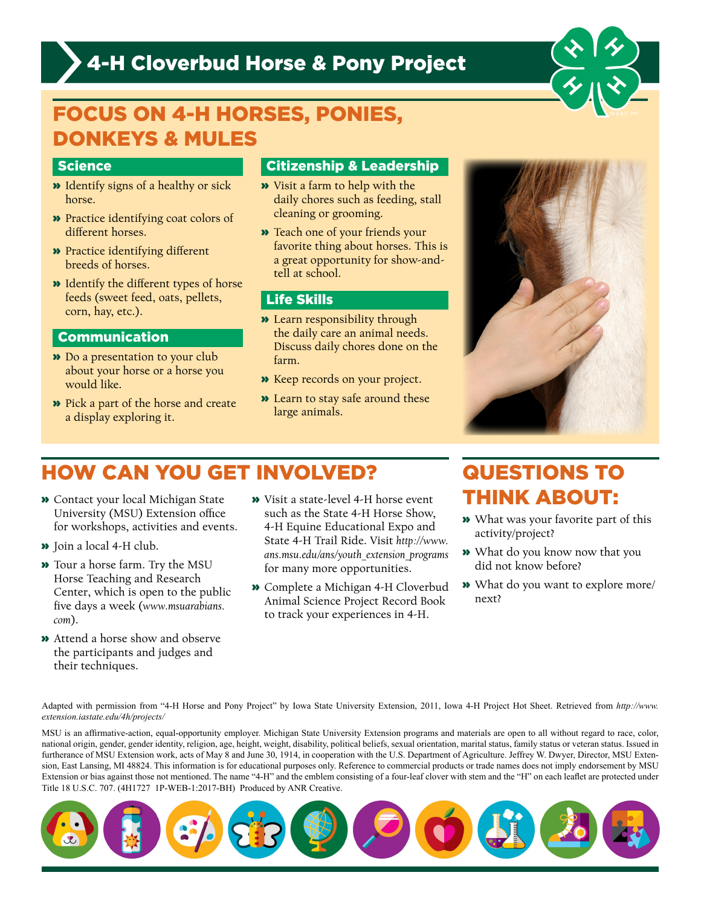# 4-H Cloverbud Horse & Pony Project

## FOCUS ON 4-H HORSES, PONIES, DONKEYS & MULES

### Science

- Identify signs of a healthy or sick horse.
- Practice identifying coat colors of different horses.
- Practice identifying different breeds of horses.
- Identify the different types of horse feeds (sweet feed, oats, pellets, corn, hay, etc.).

### Communication

- Do a presentation to your club about your horse or a horse you would like.
- Pick a part of the horse and create a display exploring it.

### Citizenship & Leadership

- Visit a farm to help with the daily chores such as feeding, stall cleaning or grooming.
- Teach one of your friends your favorite thing about horses. This is a great opportunity for show-and-tell at school.

### Life Skills

- Learn responsibility through the daily care an animal needs. Discuss daily chores done on the farm.
- Keep records on your project.
- Learn to stay safe around these large animals.

## HOW CAN YOU GET INVOLVED?

- Contact your local Michigan State University (MSU) Extension office for workshops, activities and events.
- Join a local 4-H club.
- Tour a horse farm. Try the MSU Horse Teaching and Research Center, which is open to the public five days a week (*www.msuarabians.com*).
- Attend a horse show and observe the participants and judges and their techniques.
- Visit a state-level 4-H horse event such as the State 4-H Horse Show, 4-H Equine Educational Expo and State 4-H Trail Ride. Visit *http://www.ans.msu.edu/ans/youth_extension_programs* for many more opportunities.
- Complete a Michigan 4-H Cloverbud Animal Science Project Record Book to track your experiences in 4-H.

## QUESTIONS TO THINK ABOUT:

- What was your favorite part of this activity/project?
- What do you know now that you did not know before?
- What do you want to explore more/next?

Adapted with permission from "4-H Horse and Pony Project" by Iowa State University Extension, 2011, Iowa 4-H Project Hot Sheet. Retrieved from *http://www.extension.iastate.edu/4h/projects/*

MSU is an affirmative-action, equal-opportunity employer. Michigan State University Extension programs and materials are open to all without regard to race, color, national origin, gender, gender identity, religion, age, height, weight, disability, political beliefs, sexual orientation, marital status, family status or veteran status. Issued in furtherance of MSU Extension work, acts of May 8 and June 30, 1914, in cooperation with the U.S. Department of Agriculture. Jeffrey W. Dwyer, Director, MSU Extension, East Lansing, MI 48824. This information is for educational purposes only. Reference to commercial products or trade names does not imply endorsement by MSU Extension or bias against those not mentioned. The name "4-H" and the emblem consisting of a four-leaf clover with stem and the "H" on each leaflet are protected under Title 18 U.S.C. 707. (4H1727 1P-WEB-1:2017-BH) Produced by ANR Creative.